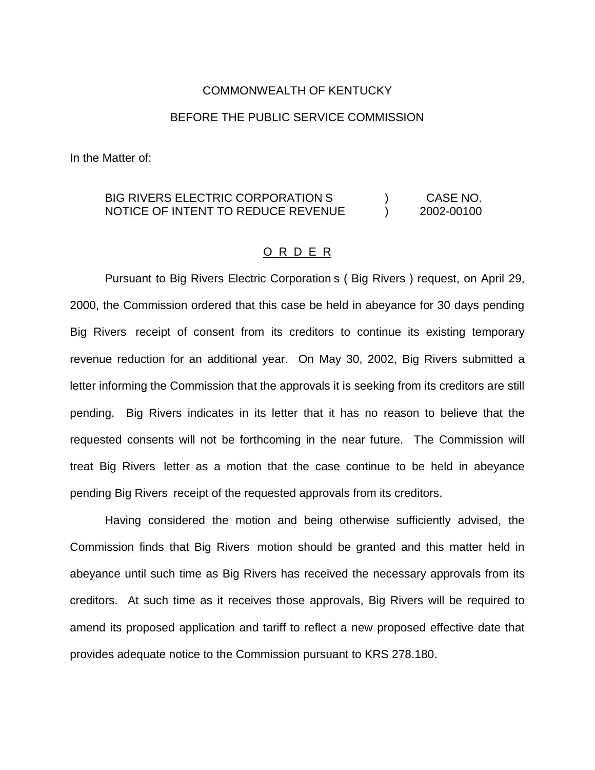COMMONWEALTH OF KENTUCKY

BEFORE THE PUBLIC SERVICE COMMISSION

In the Matter of:

| | | |
|---|---|---|
| BIG RIVERS ELECTRIC CORPORATION S NOTICE OF INTENT TO REDUCE REVENUE | ) ) | CASE NO. 2002-00100 |

O R D E R

Pursuant to Big Rivers Electric Corporation s ( Big Rivers ) request, on April 29, 2000, the Commission ordered that this case be held in abeyance for 30 days pending Big Rivers receipt of consent from its creditors to continue its existing temporary revenue reduction for an additional year. On May 30, 2002, Big Rivers submitted a letter informing the Commission that the approvals it is seeking from its creditors are still pending. Big Rivers indicates in its letter that it has no reason to believe that the requested consents will not be forthcoming in the near future. The Commission will treat Big Rivers letter as a motion that the case continue to be held in abeyance pending Big Rivers receipt of the requested approvals from its creditors.

Having considered the motion and being otherwise sufficiently advised, the Commission finds that Big Rivers motion should be granted and this matter held in abeyance until such time as Big Rivers has received the necessary approvals from its creditors. At such time as it receives those approvals, Big Rivers will be required to amend its proposed application and tariff to reflect a new proposed effective date that provides adequate notice to the Commission pursuant to KRS 278.180.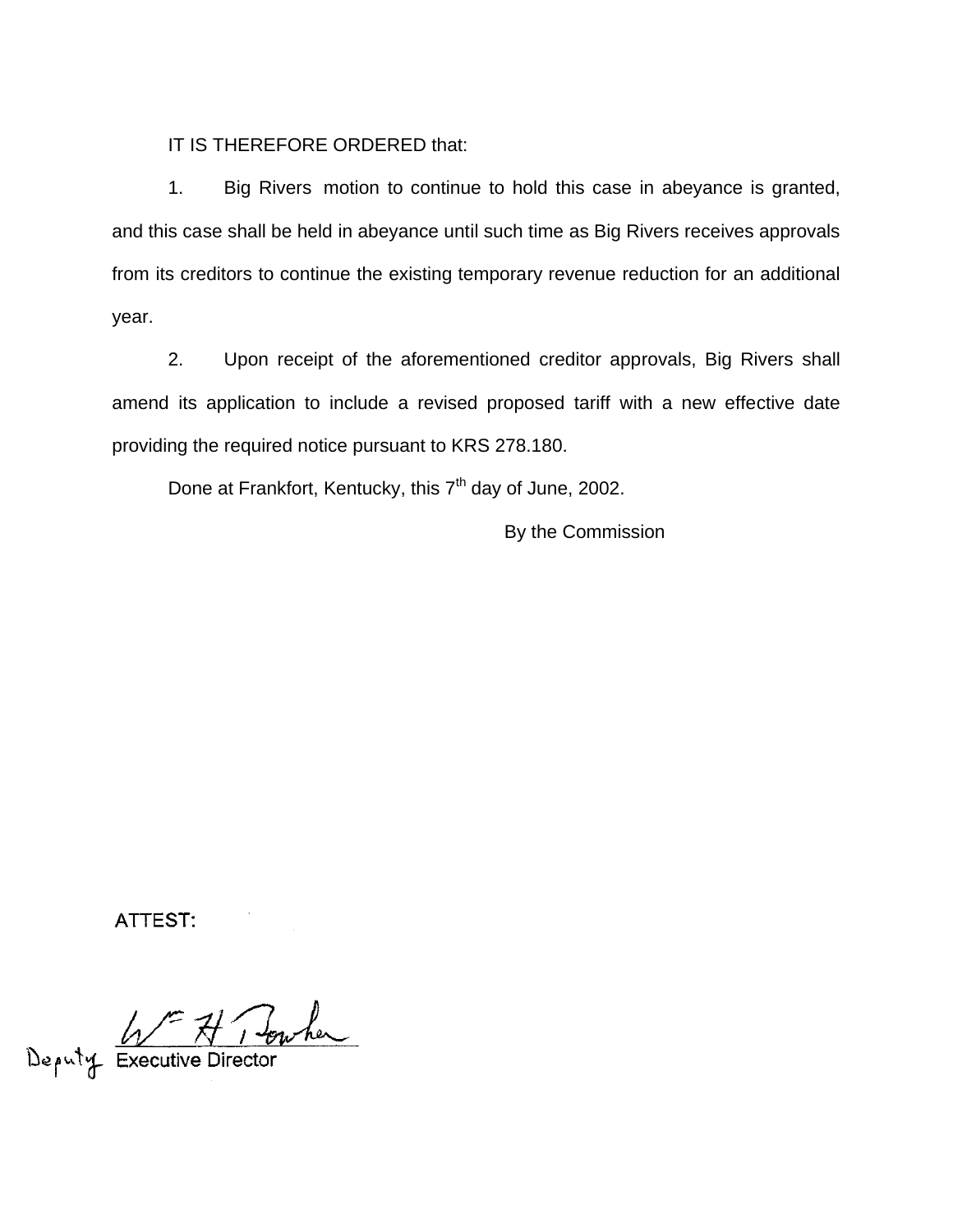IT IS THEREFORE ORDERED that:

1. Big Rivers motion to continue to hold this case in abeyance is granted, and this case shall be held in abeyance until such time as Big Rivers receives approvals from its creditors to continue the existing temporary revenue reduction for an additional year.

2. Upon receipt of the aforementioned creditor approvals, Big Rivers shall amend its application to include a revised proposed tariff with a new effective date providing the required notice pursuant to KRS 278.180.

Done at Frankfort, Kentucky, this 7th day of June, 2002.

By the Commission

ATTEST:

Deputy Executive Director